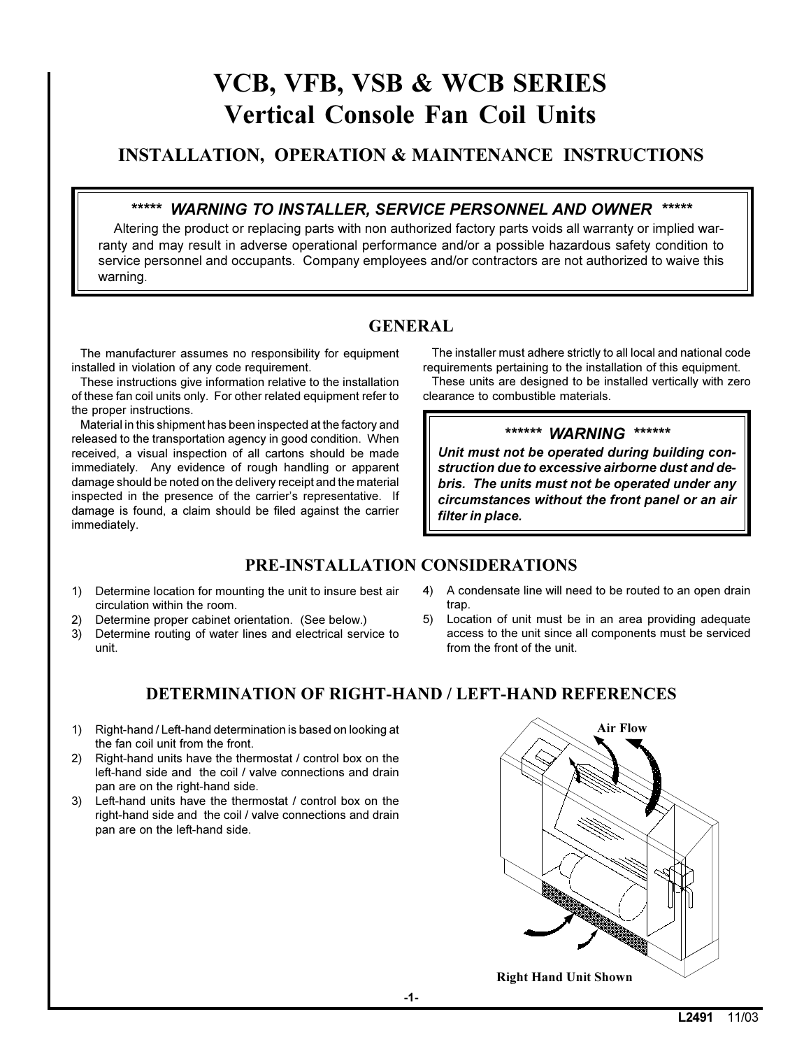# VCB, VFB, VSB & WCB SERIES
# Vertical Console Fan Coil Units

## INSTALLATION, OPERATION & MAINTENANCE INSTRUCTIONS

> ***** *WARNING TO INSTALLER, SERVICE PERSONNEL AND OWNER* *****
>
> Altering the product or replacing parts with non authorized factory parts voids all warranty or implied warranty and may result in adverse operational performance and/or a possible hazardous safety condition to service personnel and occupants. Company employees and/or contractors are not authorized to waive this warning.

## GENERAL

The manufacturer assumes no responsibility for equipment installed in violation of any code requirement.

These instructions give information relative to the installation of these fan coil units only. For other related equipment refer to the proper instructions.

Material in this shipment has been inspected at the factory and released to the transportation agency in good condition. When received, a visual inspection of all cartons should be made immediately. Any evidence of rough handling or apparent damage should be noted on the delivery receipt and the material inspected in the presence of the carrier's representative. If damage is found, a claim should be filed against the carrier immediately.

The installer must adhere strictly to all local and national code requirements pertaining to the installation of this equipment.

These units are designed to be installed vertically with zero clearance to combustible materials.

> ****** *WARNING* ******
>
> ***Unit must not be operated during building construction due to excessive airborne dust and debris. The units must not be operated under any circumstances without the front panel or an air filter in place.***

## PRE-INSTALLATION CONSIDERATIONS

1) Determine location for mounting the unit to insure best air circulation within the room.
2) Determine proper cabinet orientation. (See below.)
3) Determine routing of water lines and electrical service to unit.
4) A condensate line will need to be routed to an open drain trap.
5) Location of unit must be in an area providing adequate access to the unit since all components must be serviced from the front of the unit.

## DETERMINATION OF RIGHT-HAND / LEFT-HAND REFERENCES

1) Right-hand / Left-hand determination is based on looking at the fan coil unit from the front.
2) Right-hand units have the thermostat / control box on the left-hand side and the coil / valve connections and drain pan are on the right-hand side.
3) Left-hand units have the thermostat / control box on the right-hand side and the coil / valve connections and drain pan are on the left-hand side.

Air Flow

Right Hand Unit Shown

L2491 11/03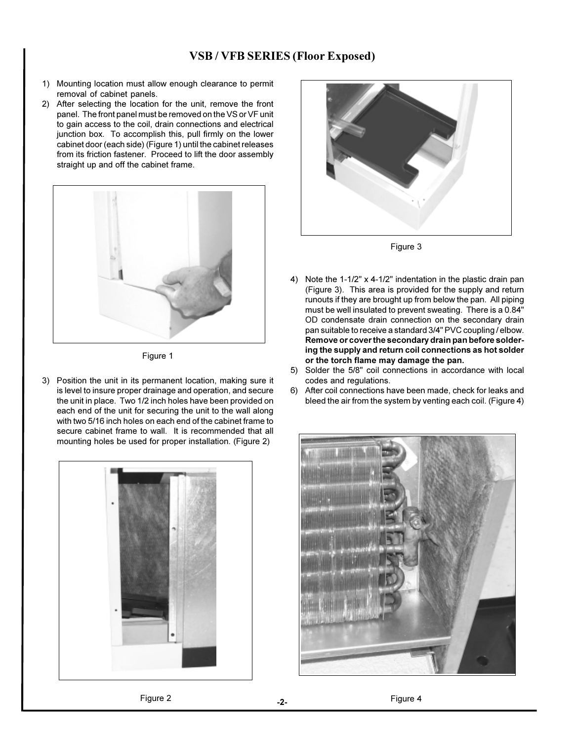# VSB / VFB SERIES (Floor Exposed)

1) Mounting location must allow enough clearance to permit removal of cabinet panels.
2) After selecting the location for the unit, remove the front panel. The front panel must be removed on the VS or VF unit to gain access to the coil, drain connections and electrical junction box. To accomplish this, pull firmly on the lower cabinet door (each side) (Figure 1) until the cabinet releases from its friction fastener. Proceed to lift the door assembly straight up and off the cabinet frame.

Figure 1

3) Position the unit in its permanent location, making sure it is level to insure proper drainage and operation, and secure the unit in place. Two 1/2 inch holes have been provided on each end of the unit for securing the unit to the wall along with two 5/16 inch holes on each end of the cabinet frame to secure cabinet frame to wall. It is recommended that all mounting holes be used for proper installation. (Figure 2)

Figure 2

Figure 3

4) Note the 1-1/2" x 4-1/2" indentation in the plastic drain pan (Figure 3). This area is provided for the supply and return runouts if they are brought up from below the pan. All piping must be well insulated to prevent sweating. There is a 0.84" OD condensate drain connection on the secondary drain pan suitable to receive a standard 3/4" PVC coupling / elbow. **Remove or cover the secondary drain pan before soldering the supply and return coil connections as hot solder or the torch flame may damage the pan.**
5) Solder the 5/8" coil connections in accordance with local codes and regulations.
6) After coil connections have been made, check for leaks and bleed the air from the system by venting each coil. (Figure 4)

Figure 4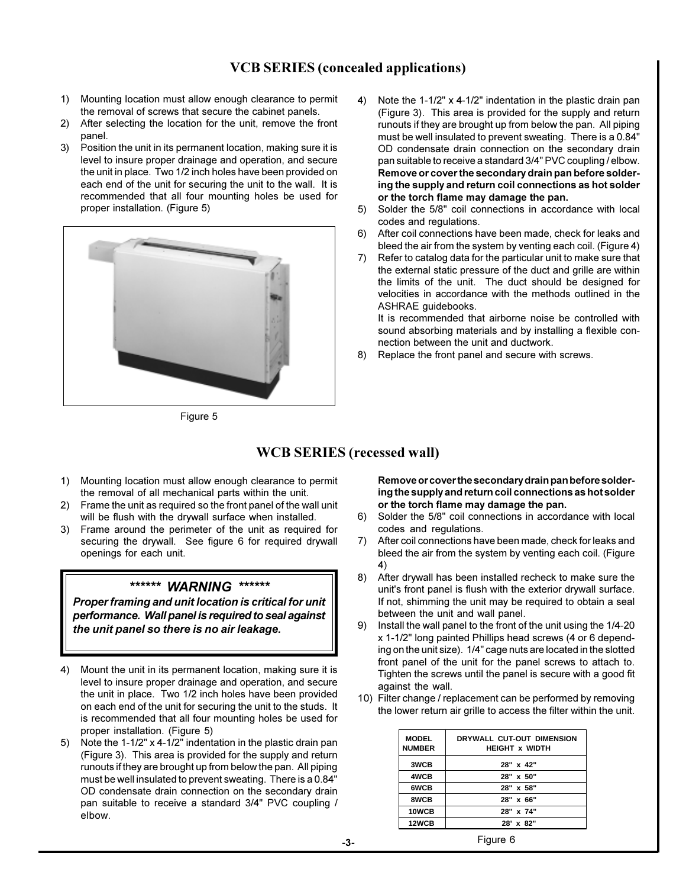## VCB SERIES (concealed applications)

1) Mounting location must allow enough clearance to permit the removal of screws that secure the cabinet panels.
2) After selecting the location for the unit, remove the front panel.
3) Position the unit in its permanent location, making sure it is level to insure proper drainage and operation, and secure the unit in place. Two 1/2 inch holes have been provided on each end of the unit for securing the unit to the wall. It is recommended that all four mounting holes be used for proper installation. (Figure 5)

Figure 5

4) Note the 1-1/2" x 4-1/2" indentation in the plastic drain pan (Figure 3). This area is provided for the supply and return runouts if they are brought up from below the pan. All piping must be well insulated to prevent sweating. There is a 0.84" OD condensate drain connection on the secondary drain pan suitable to receive a standard 3/4" PVC coupling / elbow. **Remove or cover the secondary drain pan before soldering the supply and return coil connections as hot solder or the torch flame may damage the pan.**
5) Solder the 5/8" coil connections in accordance with local codes and regulations.
6) After coil connections have been made, check for leaks and bleed the air from the system by venting each coil. (Figure 4)
7) Refer to catalog data for the particular unit to make sure that the external static pressure of the duct and grille are within the limits of the unit. The duct should be designed for velocities in accordance with the methods outlined in the ASHRAE guidebooks.
   It is recommended that airborne noise be controlled with sound absorbing materials and by installing a flexible connection between the unit and ductwork.
8) Replace the front panel and secure with screws.

## WCB SERIES (recessed wall)

1) Mounting location must allow enough clearance to permit the removal of all mechanical parts within the unit.
2) Frame the unit as required so the front panel of the wall unit will be flush with the drywall surface when installed.
3) Frame around the perimeter of the unit as required for securing the drywall. See figure 6 for required drywall openings for each unit.

> ****** ***WARNING*** ******
>
> ***Proper framing and unit location is critical for unit performance. Wall panel is required to seal against the unit panel so there is no air leakage.***

4) Mount the unit in its permanent location, making sure it is level to insure proper drainage and operation, and secure the unit in place. Two 1/2 inch holes have been provided on each end of the unit for securing the unit to the studs. It is recommended that all four mounting holes be used for proper installation. (Figure 5)
5) Note the 1-1/2" x 4-1/2" indentation in the plastic drain pan (Figure 3). This area is provided for the supply and return runouts if they are brought up from below the pan. All piping must be well insulated to prevent sweating. There is a 0.84" OD condensate drain connection on the secondary drain pan suitable to receive a standard 3/4" PVC coupling / elbow.
   **Remove or cover the secondary drain pan before soldering the supply and return coil connections as hot solder or the torch flame may damage the pan.**
6) Solder the 5/8" coil connections in accordance with local codes and regulations.
7) After coil connections have been made, check for leaks and bleed the air from the system by venting each coil. (Figure 4)
8) After drywall has been installed recheck to make sure the unit's front panel is flush with the exterior drywall surface. If not, shimming the unit may be required to obtain a seal between the unit and wall panel.
9) Install the wall panel to the front of the unit using the 1/4-20 x 1-1/2" long painted Phillips head screws (4 or 6 depending on the unit size). 1/4" cage nuts are located in the slotted front panel of the unit for the panel screws to attach to. Tighten the screws until the panel is secure with a good fit against the wall.
10) Filter change / replacement can be performed by removing the lower return air grille to access the filter within the unit.

| MODEL NUMBER | DRYWALL CUT-OUT DIMENSION HEIGHT x WIDTH |
|---|---|
| 3WCB | 28" x 42" |
| 4WCB | 28" x 50" |
| 6WCB | 28" x 58" |
| 8WCB | 28" x 66" |
| 10WCB | 28" x 74" |
| 12WCB | 28' x 82" |

Figure 6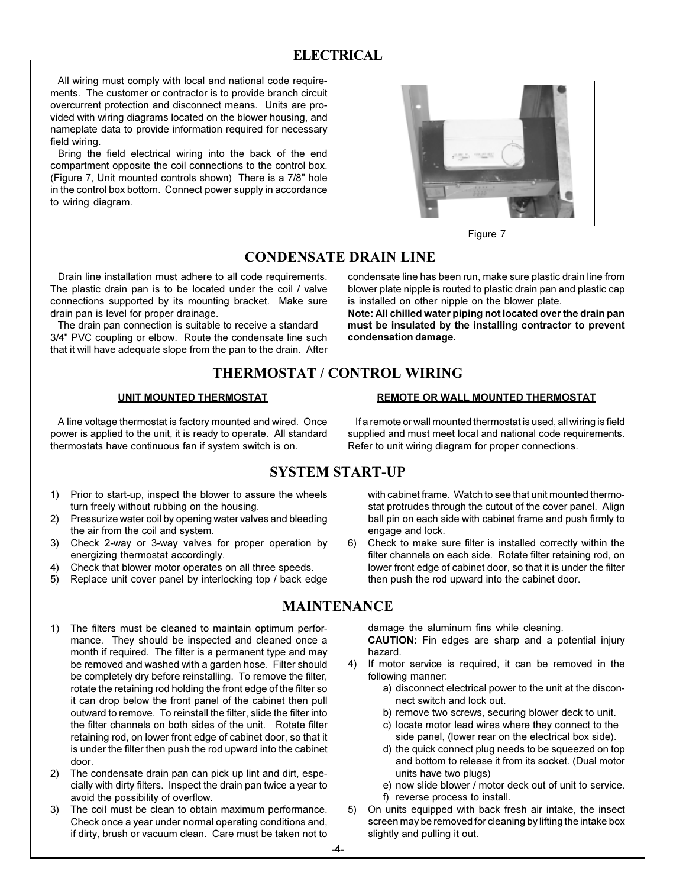## ELECTRICAL

All wiring must comply with local and national code requirements. The customer or contractor is to provide branch circuit overcurrent protection and disconnect means. Units are provided with wiring diagrams located on the blower housing, and nameplate data to provide information required for necessary field wiring.

Bring the field electrical wiring into the back of the end compartment opposite the coil connections to the control box. (Figure 7, Unit mounted controls shown) There is a 7/8" hole in the control box bottom. Connect power supply in accordance to wiring diagram.

Figure 7

## CONDENSATE DRAIN LINE

Drain line installation must adhere to all code requirements. The plastic drain pan is to be located under the coil / valve connections supported by its mounting bracket. Make sure drain pan is level for proper drainage.

The drain pan connection is suitable to receive a standard 3/4" PVC coupling or elbow. Route the condensate line such that it will have adequate slope from the pan to the drain. After condensate line has been run, make sure plastic drain line from blower plate nipple is routed to plastic drain pan and plastic cap is installed on other nipple on the blower plate.

**Note: All chilled water piping not located over the drain pan must be insulated by the installing contractor to prevent condensation damage.**

## THERMOSTAT / CONTROL WIRING

### UNIT MOUNTED THERMOSTAT

A line voltage thermostat is factory mounted and wired. Once power is applied to the unit, it is ready to operate. All standard thermostats have continuous fan if system switch is on.

### REMOTE OR WALL MOUNTED THERMOSTAT

If a remote or wall mounted thermostat is used, all wiring is field supplied and must meet local and national code requirements. Refer to unit wiring diagram for proper connections.

## SYSTEM START-UP

1) Prior to start-up, inspect the blower to assure the wheels turn freely without rubbing on the housing.
2) Pressurize water coil by opening water valves and bleeding the air from the coil and system.
3) Check 2-way or 3-way valves for proper operation by energizing thermostat accordingly.
4) Check that blower motor operates on all three speeds.
5) Replace unit cover panel by interlocking top / back edge with cabinet frame. Watch to see that unit mounted thermostat protrudes through the cutout of the cover panel. Align ball pin on each side with cabinet frame and push firmly to engage and lock.
6) Check to make sure filter is installed correctly within the filter channels on each side. Rotate filter retaining rod, on lower front edge of cabinet door, so that it is under the filter then push the rod upward into the cabinet door.

## MAINTENANCE

1) The filters must be cleaned to maintain optimum performance. They should be inspected and cleaned once a month if required. The filter is a permanent type and may be removed and washed with a garden hose. Filter should be completely dry before reinstalling. To remove the filter, rotate the retaining rod holding the front edge of the filter so it can drop below the front panel of the cabinet then pull outward to remove. To reinstall the filter, slide the filter into the filter channels on both sides of the unit. Rotate filter retaining rod, on lower front edge of cabinet door, so that it is under the filter then push the rod upward into the cabinet door.
2) The condensate drain pan can pick up lint and dirt, especially with dirty filters. Inspect the drain pan twice a year to avoid the possibility of overflow.
3) The coil must be clean to obtain maximum performance. Check once a year under normal operating conditions and, if dirty, brush or vacuum clean. Care must be taken not to damage the aluminum fins while cleaning.
   **CAUTION:** Fin edges are sharp and a potential injury hazard.
4) If motor service is required, it can be removed in the following manner:
   a) disconnect electrical power to the unit at the disconnect switch and lock out.
   b) remove two screws, securing blower deck to unit.
   c) locate motor lead wires where they connect to the side panel, (lower rear on the electrical box side).
   d) the quick connect plug needs to be squeezed on top and bottom to release it from its socket. (Dual motor units have two plugs)
   e) now slide blower / motor deck out of unit to service.
   f) reverse process to install.
5) On units equipped with back fresh air intake, the insect screen may be removed for cleaning by lifting the intake box slightly and pulling it out.